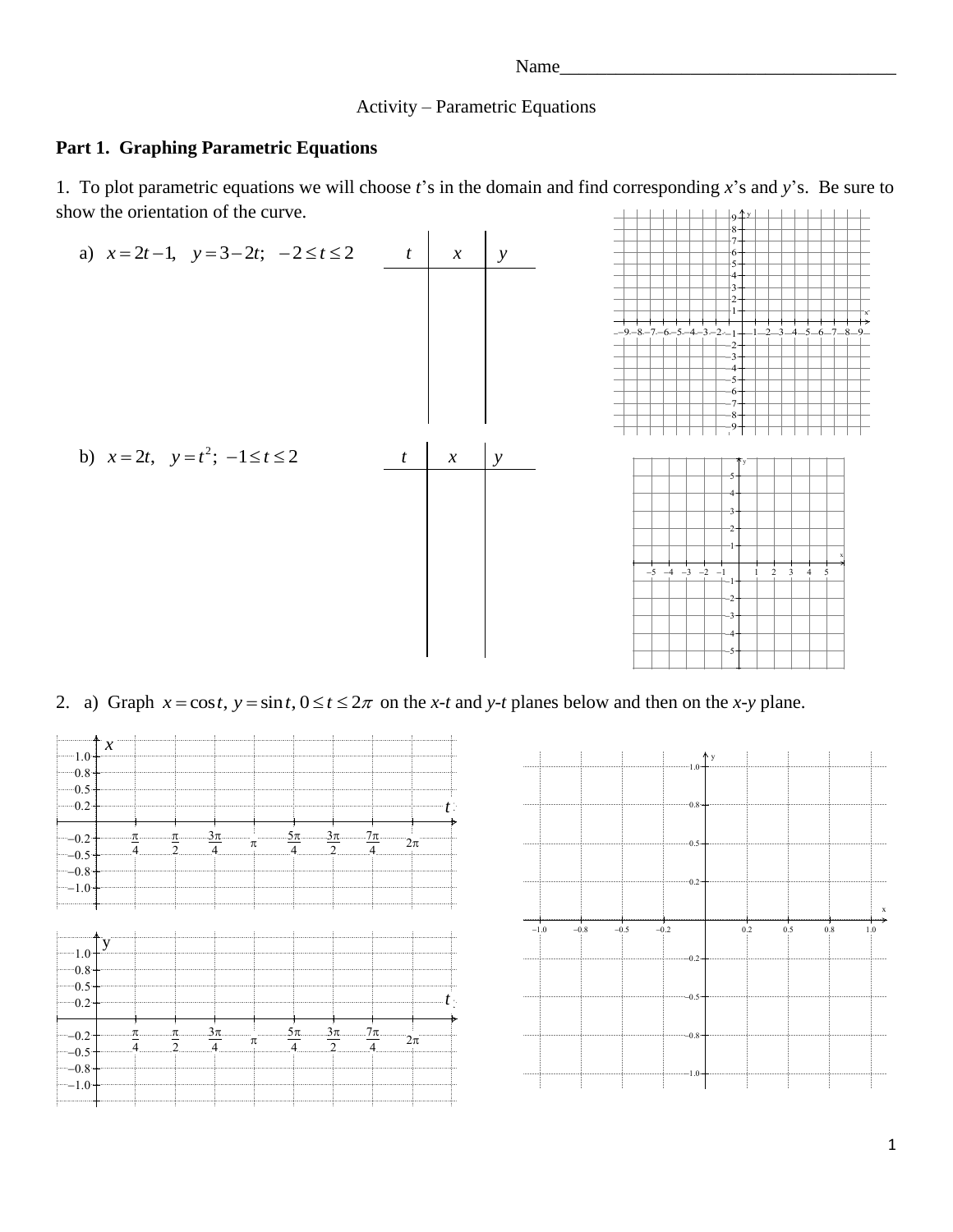Name___________________________________

Activity – Parametric Equations

**Part 1. Graphing Parametric Equations**

1. To plot parametric equations we will choose *t*'s in the domain and find corresponding *x*'s and *y*'s. Be sure to show the orientation of the curve.

a) $x = 2t - 1, \quad y = 3 - 2t; \quad -2 \le t \le 2$

| $t$ | $x$ | $y$ |
|---|---|---|
| | | |

b) $x = 2t, \quad y = t^2; \; -1 \le t \le 2$

| $t$ | $x$ | $y$ |
|---|---|---|
| | | |

2. a) Graph $x = \cos t, \; y = \sin t, \; 0 \le t \le 2\pi$ on the *x*-*t* and *y*-*t* planes below and then on the *x*-*y* plane.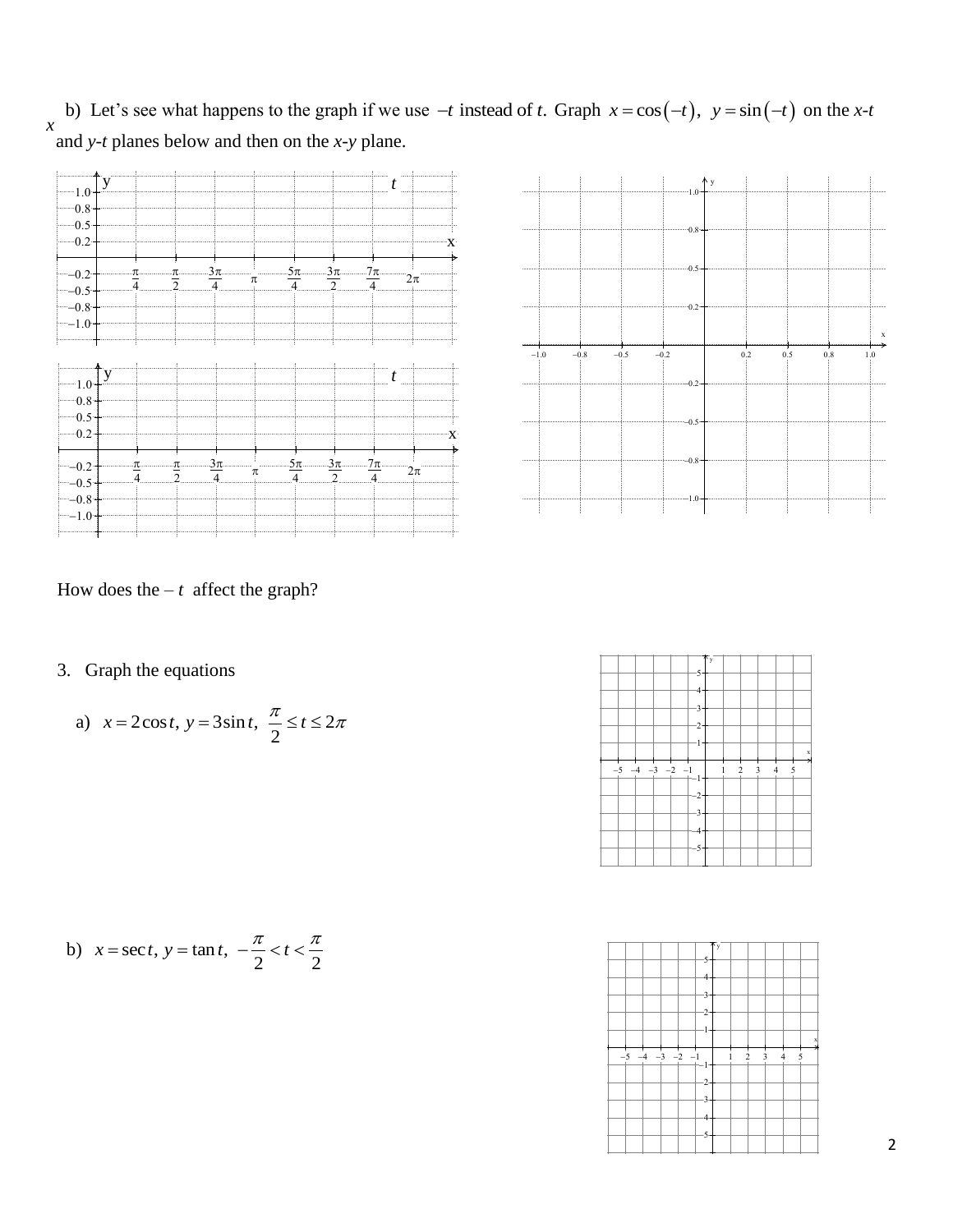b) Let's see what happens to the graph if we use $-t$ instead of $t$. Graph $x = \cos(-t),\ y = \sin(-t)$ on the $x$-$t$ and $y$-$t$ planes below and then on the $x$-$y$ plane.

How does the $-t$ affect the graph?

3. Graph the equations

a) $x = 2\cos t,\ y = 3\sin t,\ \dfrac{\pi}{2} \le t \le 2\pi$

b) $x = \sec t,\ y = \tan t,\ -\dfrac{\pi}{2} < t < \dfrac{\pi}{2}$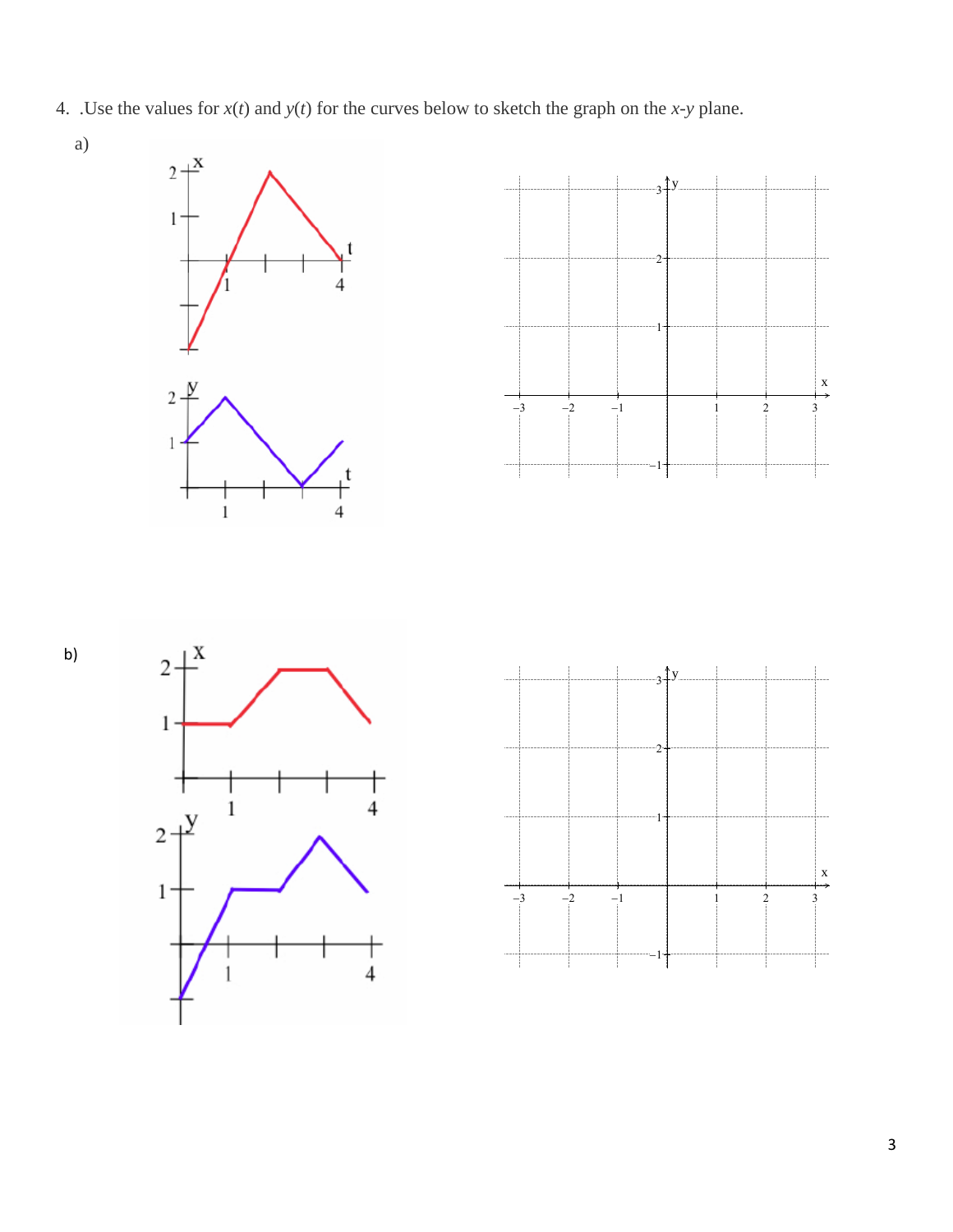4. .Use the values for $x(t)$ and $y(t)$ for the curves below to sketch the graph on the $x$-$y$ plane.

a)

b)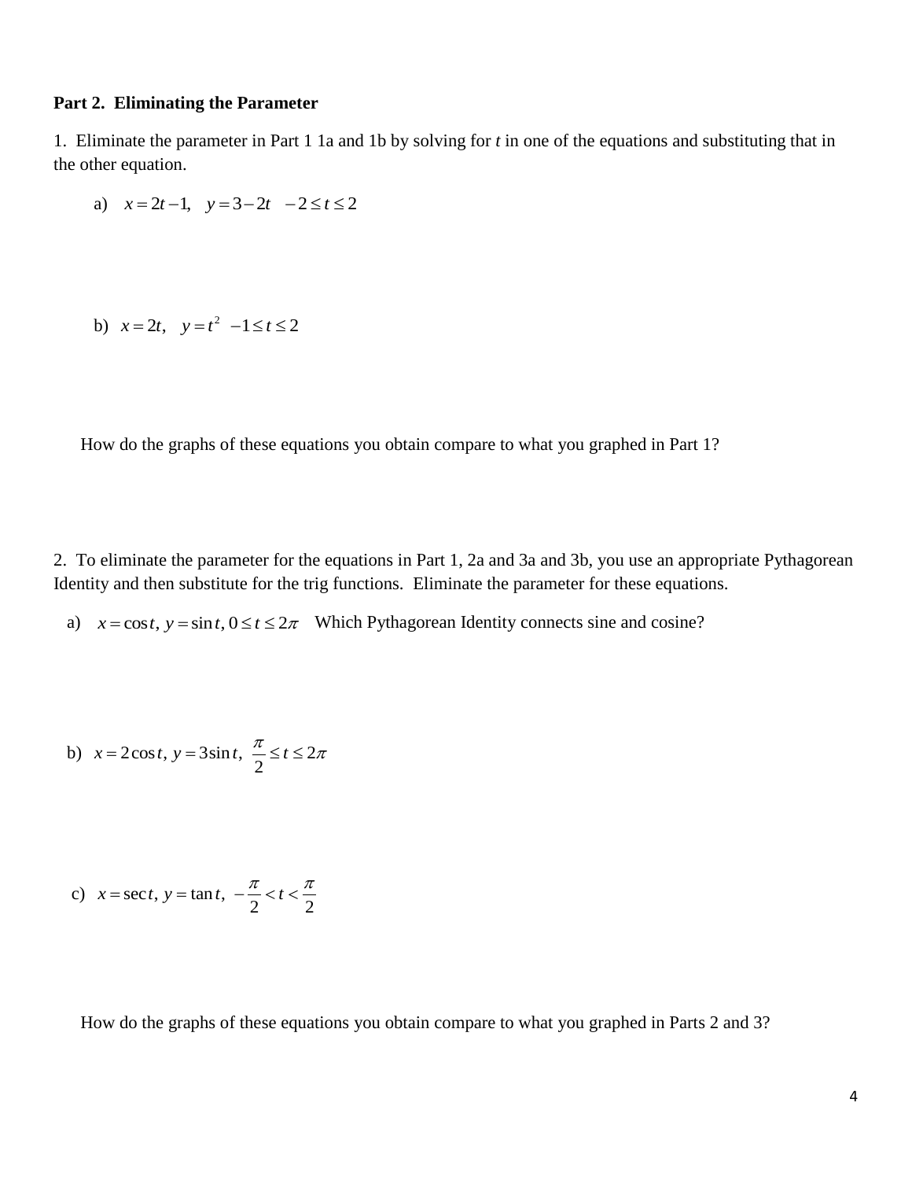**Part 2. Eliminating the Parameter**

1. Eliminate the parameter in Part 1 1a and 1b by solving for *t* in one of the equations and substituting that in the other equation.

a) $x = 2t - 1, \quad y = 3 - 2t \quad -2 \le t \le 2$

b) $x = 2t, \quad y = t^2 \quad -1 \le t \le 2$

How do the graphs of these equations you obtain compare to what you graphed in Part 1?

2. To eliminate the parameter for the equations in Part 1, 2a and 3a and 3b, you use an appropriate Pythagorean Identity and then substitute for the trig functions. Eliminate the parameter for these equations.

a) $x = \cos t,\ y = \sin t,\ 0 \le t \le 2\pi$ Which Pythagorean Identity connects sine and cosine?

b) $x = 2\cos t,\ y = 3\sin t,\ \dfrac{\pi}{2} \le t \le 2\pi$

c) $x = \sec t,\ y = \tan t,\ -\dfrac{\pi}{2} < t < \dfrac{\pi}{2}$

How do the graphs of these equations you obtain compare to what you graphed in Parts 2 and 3?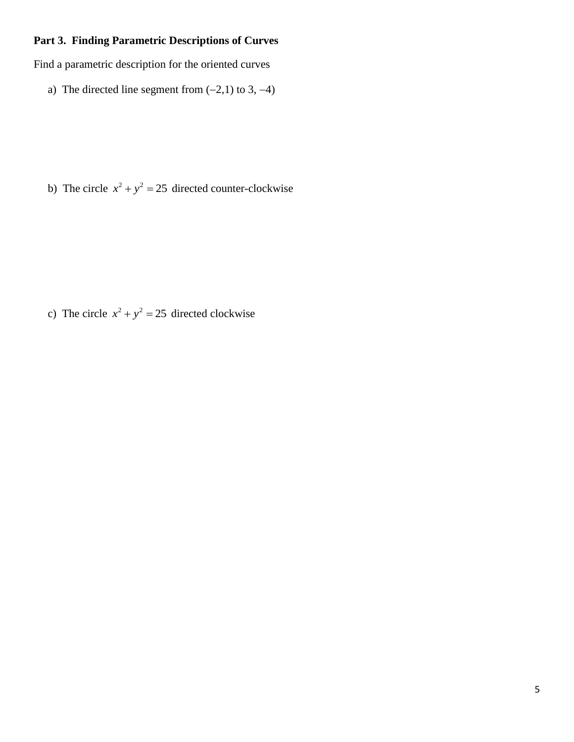**Part 3. Finding Parametric Descriptions of Curves**

Find a parametric description for the oriented curves

a) The directed line segment from $(-2,1)$ to $3, -4)$

b) The circle $x^2 + y^2 = 25$ directed counter-clockwise

c) The circle $x^2 + y^2 = 25$ directed clockwise